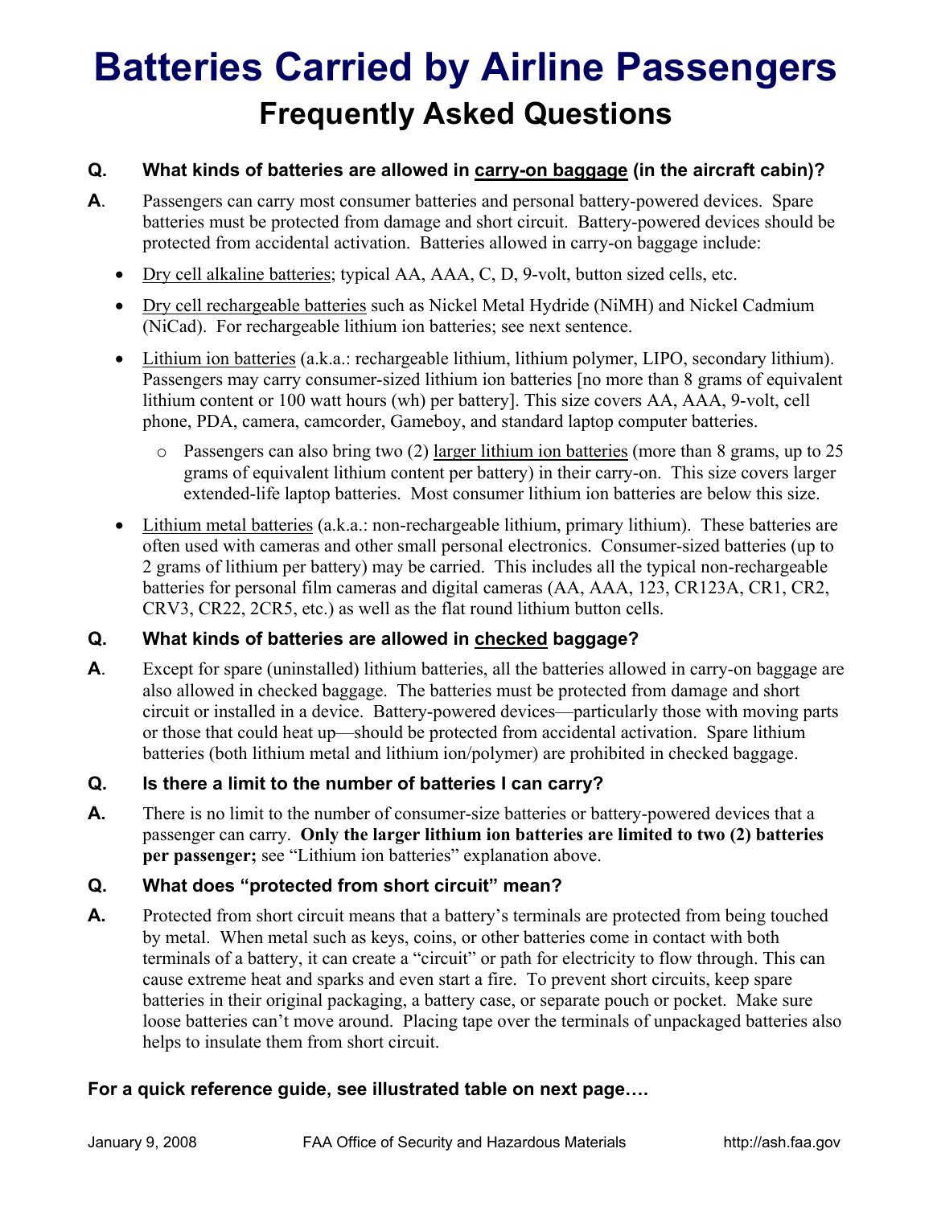# Batteries Carried by Airline Passengers

## Frequently Asked Questions

**Q. What kinds of batteries are allowed in carry-on baggage (in the aircraft cabin)?**

**A.** Passengers can carry most consumer batteries and personal battery-powered devices. Spare batteries must be protected from damage and short circuit. Battery-powered devices should be protected from accidental activation. Batteries allowed in carry-on baggage include:

- Dry cell alkaline batteries; typical AA, AAA, C, D, 9-volt, button sized cells, etc.
- Dry cell rechargeable batteries such as Nickel Metal Hydride (NiMH) and Nickel Cadmium (NiCad). For rechargeable lithium ion batteries; see next sentence.
- Lithium ion batteries (a.k.a.: rechargeable lithium, lithium polymer, LIPO, secondary lithium). Passengers may carry consumer-sized lithium ion batteries [no more than 8 grams of equivalent lithium content or 100 watt hours (wh) per battery]. This size covers AA, AAA, 9-volt, cell phone, PDA, camera, camcorder, Gameboy, and standard laptop computer batteries.
  - Passengers can also bring two (2) larger lithium ion batteries (more than 8 grams, up to 25 grams of equivalent lithium content per battery) in their carry-on. This size covers larger extended-life laptop batteries. Most consumer lithium ion batteries are below this size.
- Lithium metal batteries (a.k.a.: non-rechargeable lithium, primary lithium). These batteries are often used with cameras and other small personal electronics. Consumer-sized batteries (up to 2 grams of lithium per battery) may be carried. This includes all the typical non-rechargeable batteries for personal film cameras and digital cameras (AA, AAA, 123, CR123A, CR1, CR2, CRV3, CR22, 2CR5, etc.) as well as the flat round lithium button cells.

**Q. What kinds of batteries are allowed in checked baggage?**

**A.** Except for spare (uninstalled) lithium batteries, all the batteries allowed in carry-on baggage are also allowed in checked baggage. The batteries must be protected from damage and short circuit or installed in a device. Battery-powered devices—particularly those with moving parts or those that could heat up—should be protected from accidental activation. Spare lithium batteries (both lithium metal and lithium ion/polymer) are prohibited in checked baggage.

**Q. Is there a limit to the number of batteries I can carry?**

**A.** There is no limit to the number of consumer-size batteries or battery-powered devices that a passenger can carry. **Only the larger lithium ion batteries are limited to two (2) batteries per passenger;** see "Lithium ion batteries" explanation above.

**Q. What does "protected from short circuit" mean?**

**A.** Protected from short circuit means that a battery's terminals are protected from being touched by metal. When metal such as keys, coins, or other batteries come in contact with both terminals of a battery, it can create a "circuit" or path for electricity to flow through. This can cause extreme heat and sparks and even start a fire. To prevent short circuits, keep spare batteries in their original packaging, a battery case, or separate pouch or pocket. Make sure loose batteries can't move around. Placing tape over the terminals of unpackaged batteries also helps to insulate them from short circuit.

**For a quick reference guide, see illustrated table on next page….**

January 9, 2008 FAA Office of Security and Hazardous Materials http://ash.faa.gov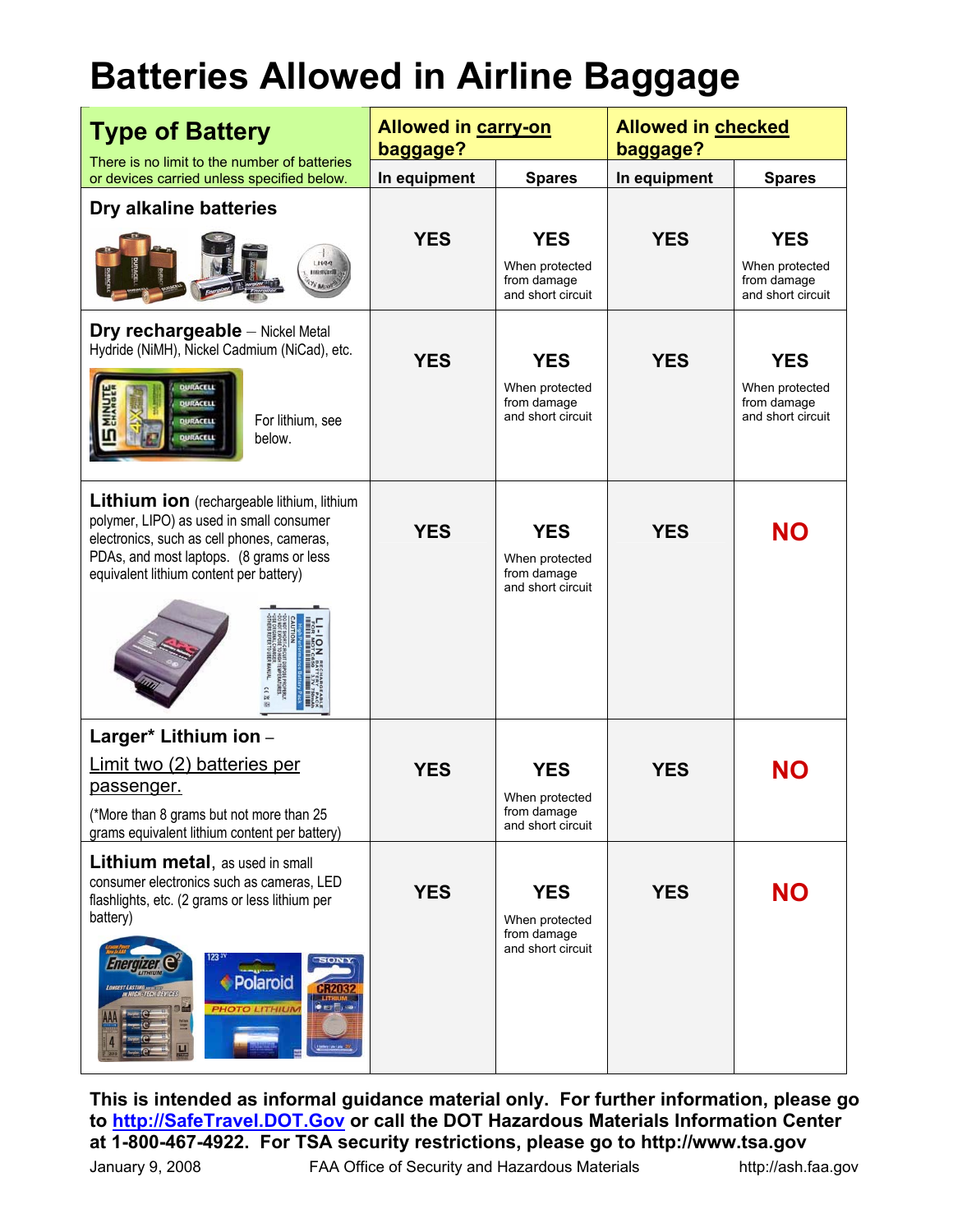# Batteries Allowed in Airline Baggage

| **Type of Battery**<br>There is no limit to the number of batteries or devices carried unless specified below. | **Allowed in carry-on baggage?** | | **Allowed in checked baggage?** | |
|---|---|---|---|---|
| | **In equipment** | **Spares** | **In equipment** | **Spares** |
| **Dry alkaline batteries** | **YES** | **YES** When protected from damage and short circuit | **YES** | **YES** When protected from damage and short circuit |
| **Dry rechargeable** – Nickel Metal Hydride (NiMH), Nickel Cadmium (NiCad), etc. For lithium, see below. | **YES** | **YES** When protected from damage and short circuit | **YES** | **YES** When protected from damage and short circuit |
| **Lithium ion** (rechargeable lithium, lithium polymer, LIPO) as used in small consumer electronics, such as cell phones, cameras, PDAs, and most laptops. (8 grams or less equivalent lithium content per battery) | **YES** | **YES** When protected from damage and short circuit | **YES** | **NO** |
| **Larger\* Lithium ion** – Limit two (2) batteries per passenger. (\*More than 8 grams but not more than 25 grams equivalent lithium content per battery) | **YES** | **YES** When protected from damage and short circuit | **YES** | **NO** |
| **Lithium metal**, as used in small consumer electronics such as cameras, LED flashlights, etc. (2 grams or less lithium per battery) | **YES** | **YES** When protected from damage and short circuit | **YES** | **NO** |

**This is intended as informal guidance material only. For further information, please go to http://SafeTravel.DOT.Gov or call the DOT Hazardous Materials Information Center at 1-800-467-4922. For TSA security restrictions, please go to http://www.tsa.gov**

January 9, 2008 — FAA Office of Security and Hazardous Materials — http://ash.faa.gov